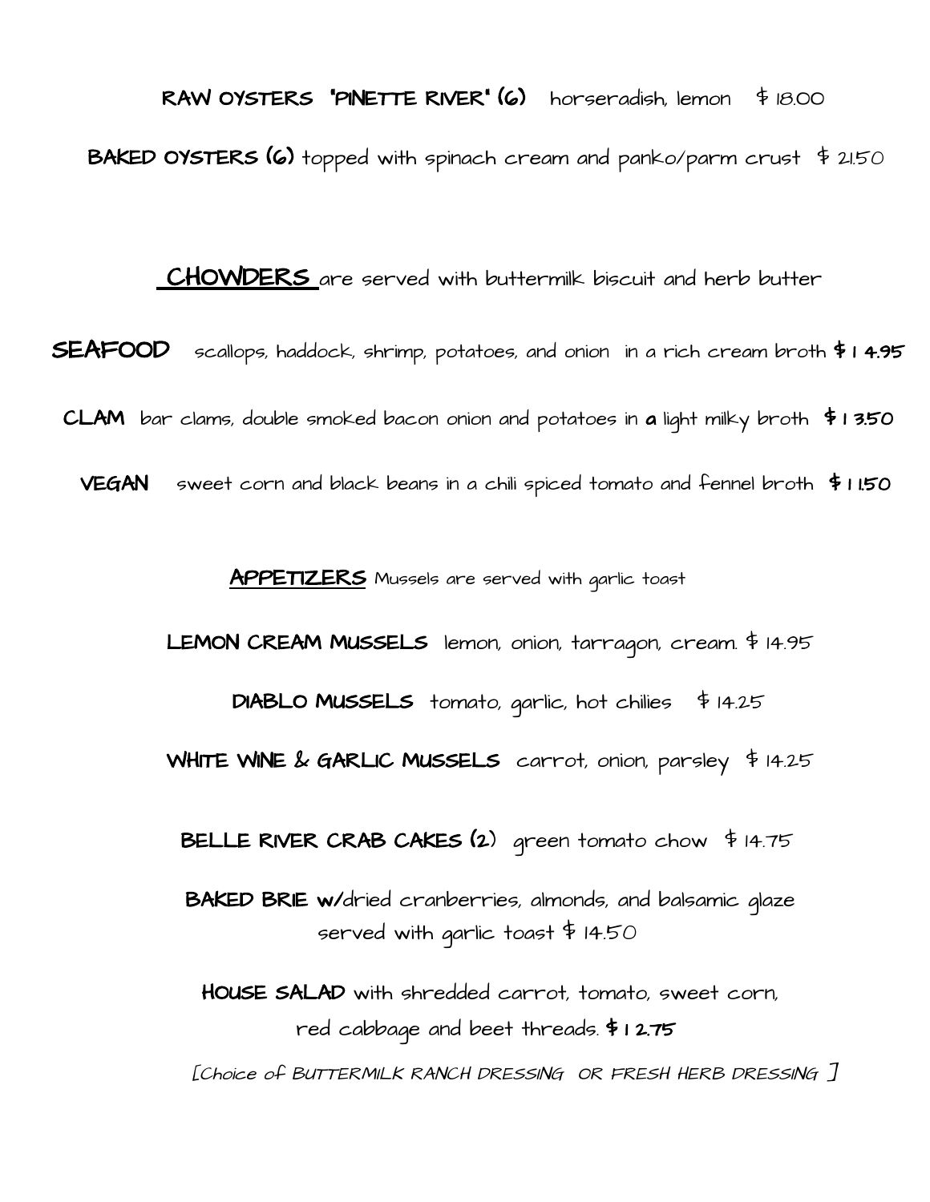**RAW OYSTERS "PINETTE RIVER" (6)** horseradish, lemon $ 18.00

**BAKED OYSTERS (6)** topped with spinach cream and panko/parm crust $ 21.50

## CHOWDERS are served with buttermilk biscuit and herb butter

**SEAFOOD** scallops, haddock, shrimp, potatoes, and onion in a rich cream broth **$ 14.95**

**CLAM** bar clams, double smoked bacon onion and potatoes in **a** light milky broth **$ 13.50**

**VEGAN** sweet corn and black beans in a chili spiced tomato and fennel broth **$ 11.50**

## APPETIZERS Mussels are served with garlic toast

**LEMON CREAM MUSSELS** lemon, onion, tarragon, cream. $ 14.95

**DIABLO MUSSELS** tomato, garlic, hot chilies $ 14.25

**WHITE WINE & GARLIC MUSSELS** carrot, onion, parsley $ 14.25

**BELLE RIVER CRAB CAKES (2)** green tomato chow $ 14.75

**BAKED BRIE w/**dried cranberries, almonds, and balsamic glaze served with garlic toast $ 14.50

**HOUSE SALAD** with shredded carrot, tomato, sweet corn, red cabbage and beet threads. **$ 12.75**

*[Choice of BUTTERMILK RANCH DRESSING OR FRESH HERB DRESSING ]*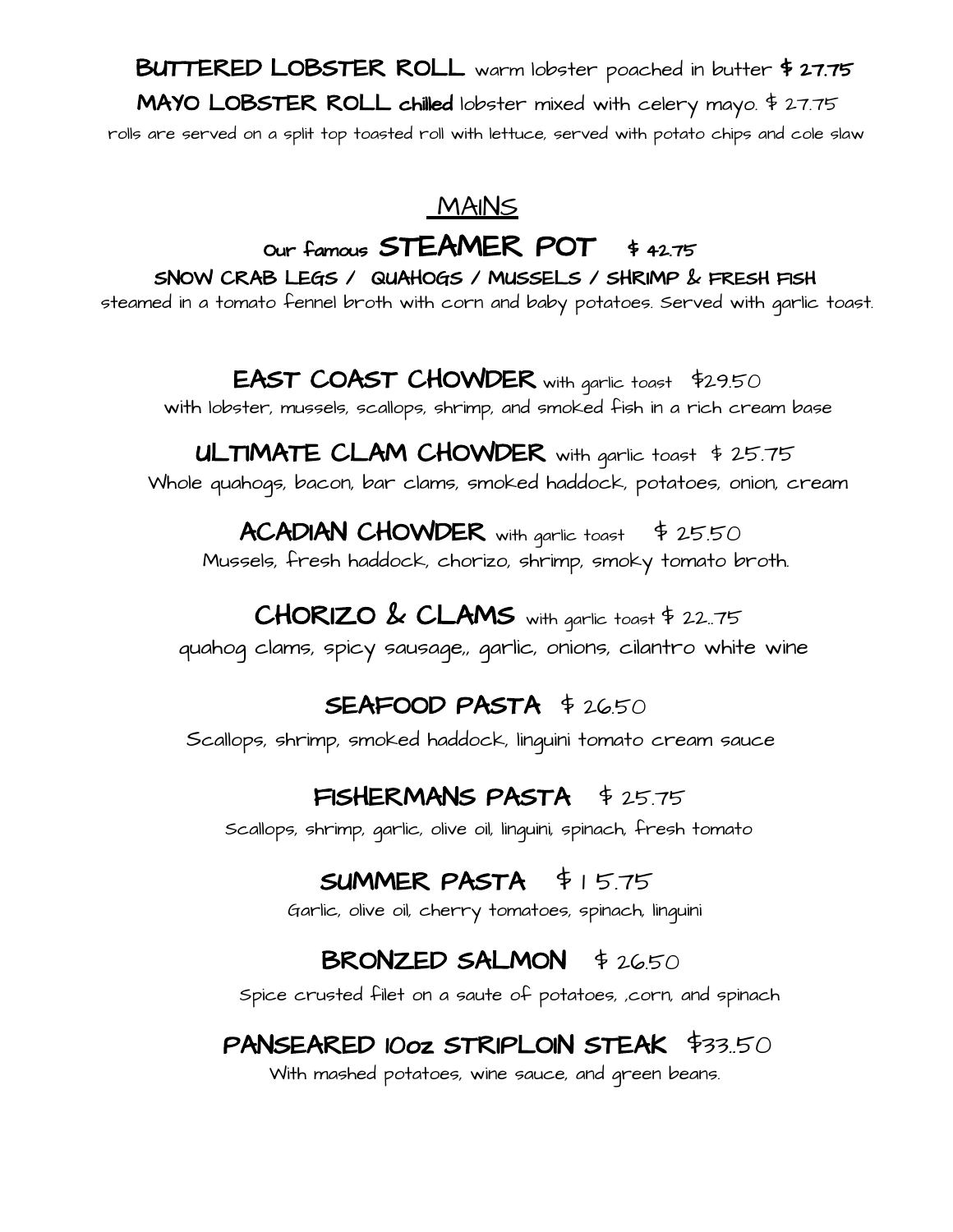**BUTTERED LOBSTER ROLL** warm lobster poached in butter **$ 27.75**

**MAYO LOBSTER ROLL chilled** lobster mixed with celery mayo. $ 27.75

rolls are served on a split top toasted roll with lettuce, served with potato chips and cole slaw

## MAINS

### Our famous STEAMER POT $ 42.75

**SNOW CRAB LEGS / QUAHOGS / MUSSELS / SHRIMP & FRESH FISH**

steamed in a tomato fennel broth with corn and baby potatoes. Served with garlic toast.

**EAST COAST CHOWDER** with garlic toast $29.50

with lobster, mussels, scallops, shrimp, and smoked fish in a rich cream base

**ULTIMATE CLAM CHOWDER** with garlic toast $ 25.75

Whole quahogs, bacon, bar clams, smoked haddock, potatoes, onion, cream

**ACADIAN CHOWDER** with garlic toast $ 25.50

Mussels, fresh haddock, chorizo, shrimp, smoky tomato broth.

**CHORIZO & CLAMS** with garlic toast $ 22..75

quahog clams, spicy sausage,, garlic, onions, cilantro white wine

**SEAFOOD PASTA** $ 26.50

Scallops, shrimp, smoked haddock, linguini tomato cream sauce

**FISHERMANS PASTA** $ 25.75

Scallops, shrimp, garlic, olive oil, linguini, spinach, fresh tomato

**SUMMER PASTA** $ 15.75

Garlic, olive oil, cherry tomatoes, spinach, linguini

**BRONZED SALMON** $ 26.50

Spice crusted filet on a saute of potatoes, ,corn, and spinach

**PANSEARED 10oz STRIPLOIN STEAK** $33..50

With mashed potatoes, wine sauce, and green beans.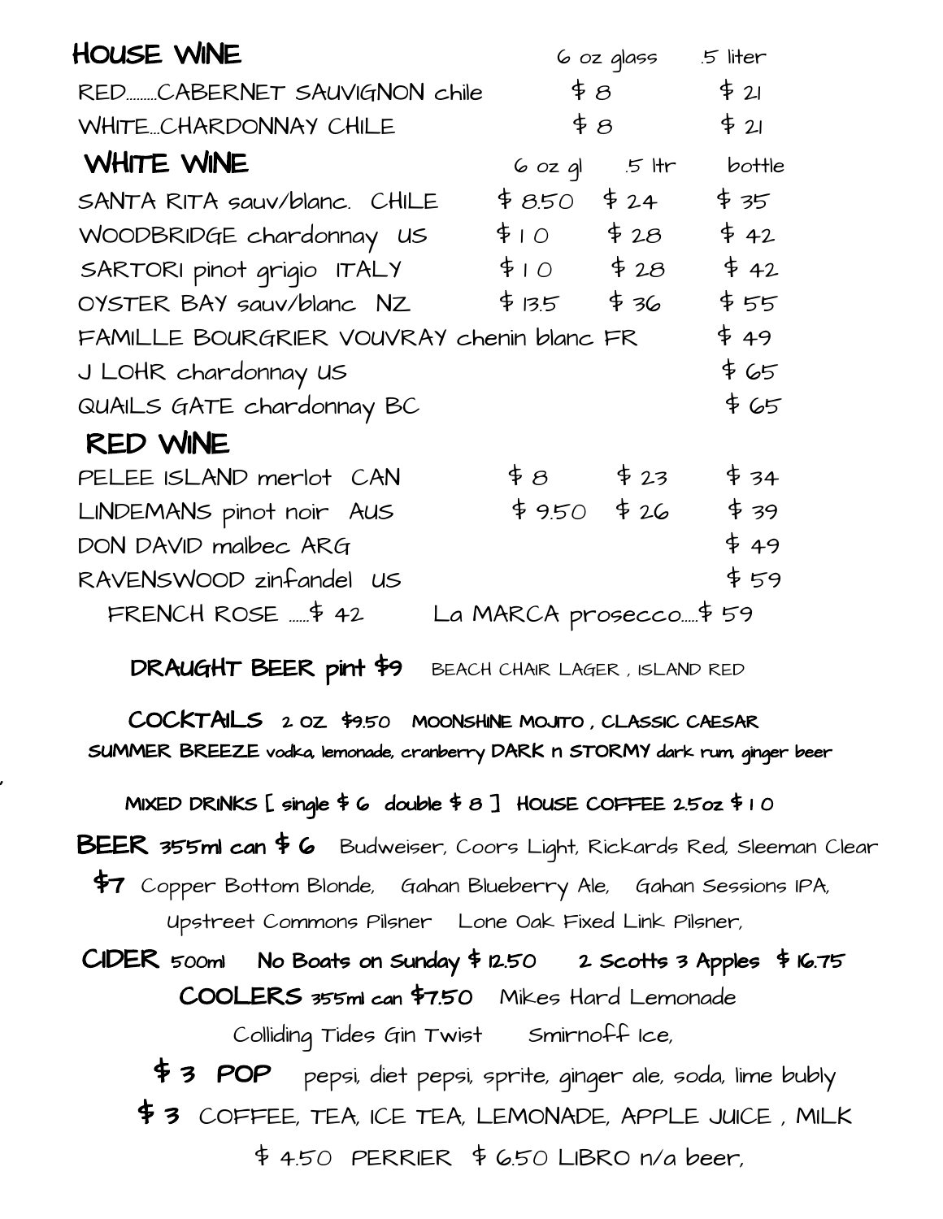## HOUSE WINE

| | 6 oz glass | .5 liter |
|---|---|---|
| RED.........CABERNET SAUVIGNON chile | $ 8 | $ 21 |
| WHITE...CHARDONNAY CHILE | $ 8 | $ 21 |

## WHITE WINE

| | 6 oz gl | .5 ltr | bottle |
|---|---|---|---|
| SANTA RITA sauv/blanc. CHILE | $ 8.50 | $ 24 | $ 35 |
| WOODBRIDGE chardonnay US | $ 10 | $ 28 | $ 42 |
| SARTORI pinot grigio ITALY | $ 10 | $ 28 | $ 42 |
| OYSTER BAY sauv/blanc NZ | $ 13.5 | $ 36 | $ 55 |
| FAMILLE BOURGRIER VOUVRAY chenin blanc FR | | | $ 49 |
| J LOHR chardonnay US | | | $ 65 |
| QUAILS GATE chardonnay BC | | | $ 65 |

## RED WINE

| | | | |
|---|---|---|---|
| PELEE ISLAND merlot CAN | $ 8 | $ 23 | $ 34 |
| LINDEMANS pinot noir AUS | $ 9.50 | $ 26 | $ 39 |
| DON DAVID malbec ARG | | | $ 49 |
| RAVENSWOOD zinfandel US | | | $ 59 |

FRENCH ROSE .....$ 42 La MARCA prosecco.....$ 59

**DRAUGHT BEER pint $9** BEACH CHAIR LAGER , ISLAND RED

**COCKTAILS 2 OZ $9.50** MOONSHINE MOJITO , CLASSIC CAESAR
**SUMMER BREEZE** vodka, lemonade, cranberry **DARK n STORMY** dark rum, ginger beer

MIXED DRINKS [ single $ 6 double $ 8 ] HOUSE COFFEE 2.5oz $ 10

**BEER 355ml can $ 6** Budweiser, Coors Light, Rickards Red, Sleeman Clear

**$7** Copper Bottom Blonde, Gahan Blueberry Ale, Gahan Sessions IPA, Upstreet Commons Pilsner Lone Oak Fixed Link Pilsner,

**CIDER 500ml** No Boats on Sunday $ 12.50 2 Scotts 3 Apples $ 16.75

**COOLERS 355ml can $7.50** Mikes Hard Lemonade Colliding Tides Gin Twist Smirnoff Ice,

**$ 3 POP** pepsi, diet pepsi, sprite, ginger ale, soda, lime bubly

**$ 3** COFFEE, TEA, ICE TEA, LEMONADE, APPLE JUICE , MILK

$ 4.50 PERRIER $ 6.50 LIBRO n/a beer,